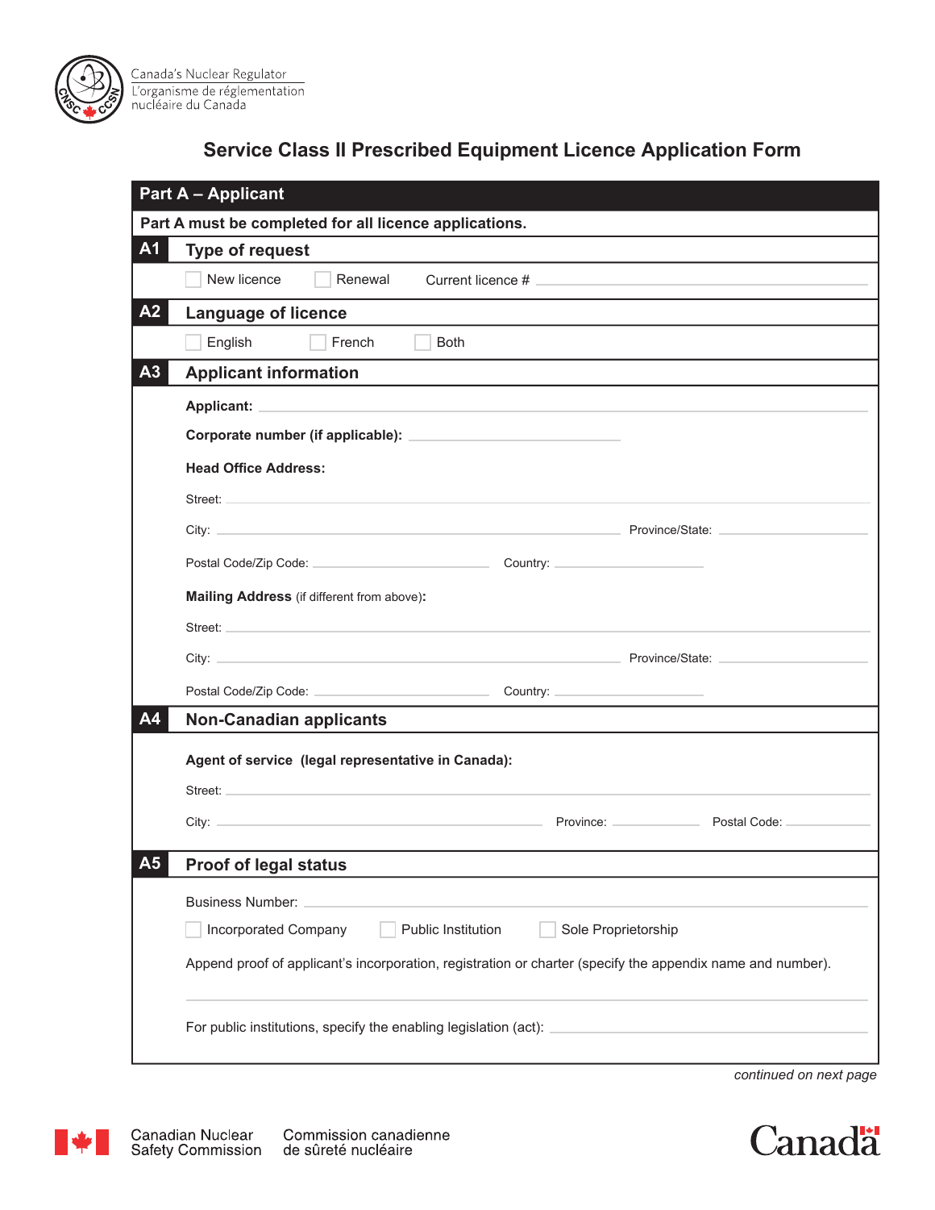Canada's Nuclear Regulator
L'organisme de réglementation nucléaire du Canada

# Service Class II Prescribed Equipment Licence Application Form

## Part A – Applicant

**Part A must be completed for all licence applications.**

### A1 Type of request

☐ New licence ☐ Renewal Current licence # ____________________

### A2 Language of licence

☐ English ☐ French ☐ Both

### A3 Applicant information

**Applicant:** ____________________

**Corporate number (if applicable):** ____________________

**Head Office Address:**

Street: ____________________

City: ____________________ Province/State: ____________________

Postal Code/Zip Code: ____________________ Country: ____________________

**Mailing Address** (if different from above)**:**

Street: ____________________

City: ____________________ Province/State: ____________________

Postal Code/Zip Code: ____________________ Country: ____________________

### A4 Non-Canadian applicants

**Agent of service (legal representative in Canada):**

Street: ____________________

City: ____________________ Province: ____________________ Postal Code: ____________________

### A5 Proof of legal status

Business Number: ____________________

☐ Incorporated Company ☐ Public Institution ☐ Sole Proprietorship

Append proof of applicant's incorporation, registration or charter (specify the appendix name and number).

____________________

For public institutions, specify the enabling legislation (act): ____________________

*continued on next page*

Canadian Nuclear Safety Commission | Commission canadienne de sûreté nucléaire

Canada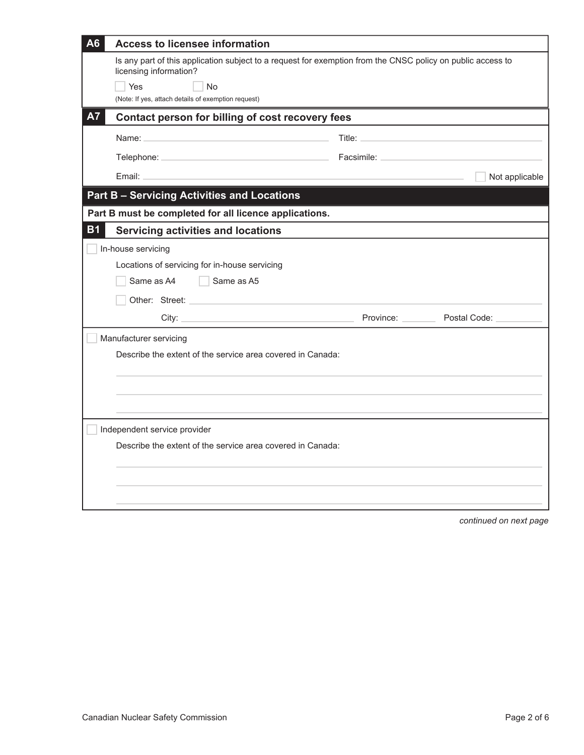## A6 Access to licensee information

Is any part of this application subject to a request for exemption from the CNSC policy on public access to licensing information?

☐ Yes ☐ No

(Note: If yes, attach details of exemption request)

## A7 Contact person for billing of cost recovery fees

Name: ______________________ Title: ______________________

Telephone: ______________________ Facsimile: ______________________

Email: ______________________ ☐ Not applicable

# Part B – Servicing Activities and Locations

**Part B must be completed for all licence applications.**

## B1 Servicing activities and locations

☐ In-house servicing

Locations of servicing for in-house servicing

☐ Same as A4 ☐ Same as A5

☐ Other: Street: ______________________

City: ______________________ Province: ________ Postal Code: ________

☐ Manufacturer servicing

Describe the extent of the service area covered in Canada:

______________________

______________________

______________________

☐ Independent service provider

Describe the extent of the service area covered in Canada:

______________________

______________________

______________________

*continued on next page*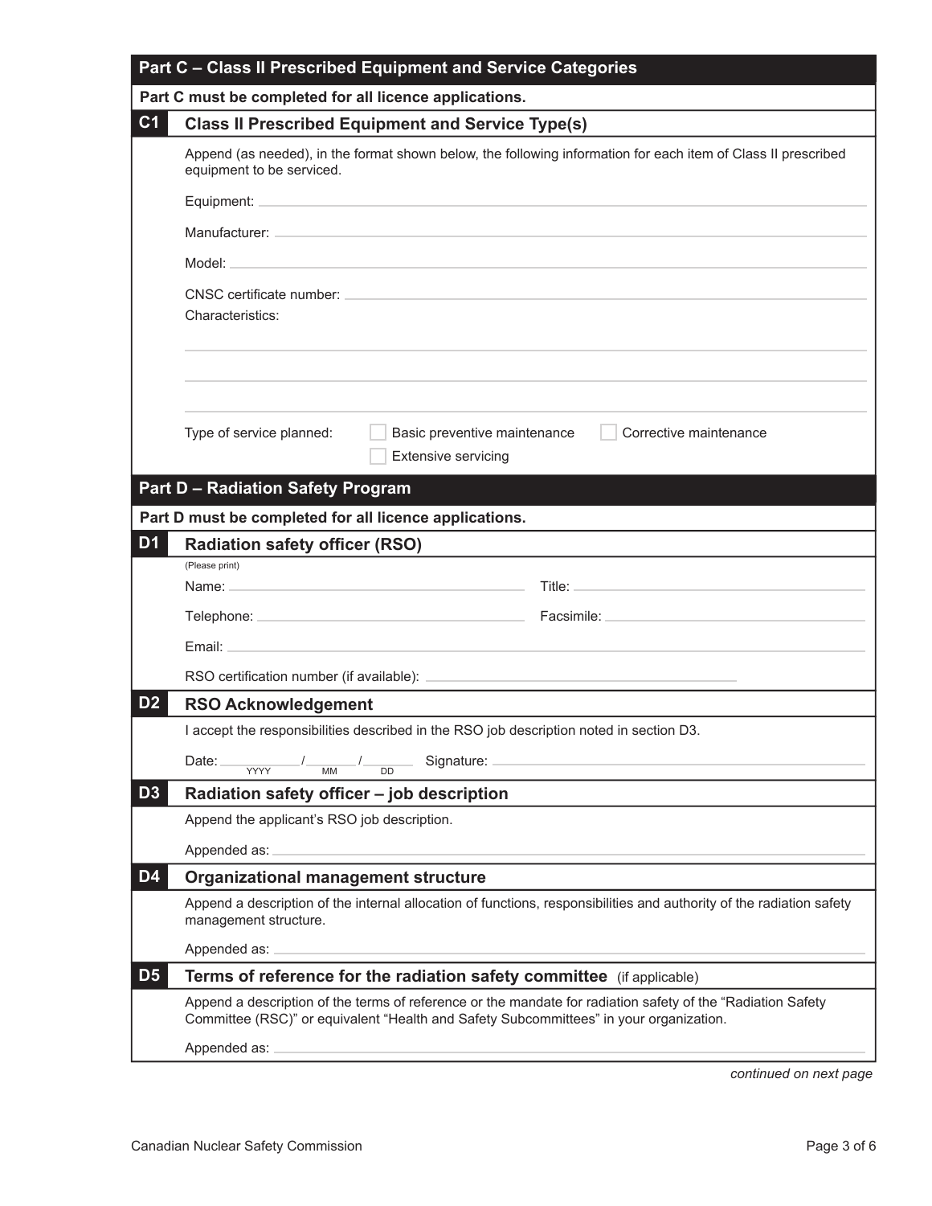## Part C – Class II Prescribed Equipment and Service Categories

**Part C must be completed for all licence applications.**

### C1 Class II Prescribed Equipment and Service Type(s)

Append (as needed), in the format shown below, the following information for each item of Class II prescribed equipment to be serviced.

Equipment: ______________________

Manufacturer: ______________________

Model: ______________________

CNSC certificate number: ______________________

Characteristics:

______________________

______________________

______________________

Type of service planned:

- [ ] Basic preventive maintenance
- [ ] Corrective maintenance
- [ ] Extensive servicing

## Part D – Radiation Safety Program

**Part D must be completed for all licence applications.**

### D1 Radiation safety officer (RSO)

(Please print)

Name: ______________________ Title: ______________________

Telephone: ______________________ Facsimile: ______________________

Email: ______________________

RSO certification number (if available): ______________________

### D2 RSO Acknowledgement

I accept the responsibilities described in the RSO job description noted in section D3.

Date: ______ / ______ / ______ (YYYY / MM / DD) Signature: ______________________

### D3 Radiation safety officer – job description

Append the applicant's RSO job description.

Appended as: ______________________

### D4 Organizational management structure

Append a description of the internal allocation of functions, responsibilities and authority of the radiation safety management structure.

Appended as: ______________________

### D5 Terms of reference for the radiation safety committee (if applicable)

Append a description of the terms of reference or the mandate for radiation safety of the "Radiation Safety Committee (RSC)" or equivalent "Health and Safety Subcommittees" in your organization.

Appended as: ______________________

*continued on next page*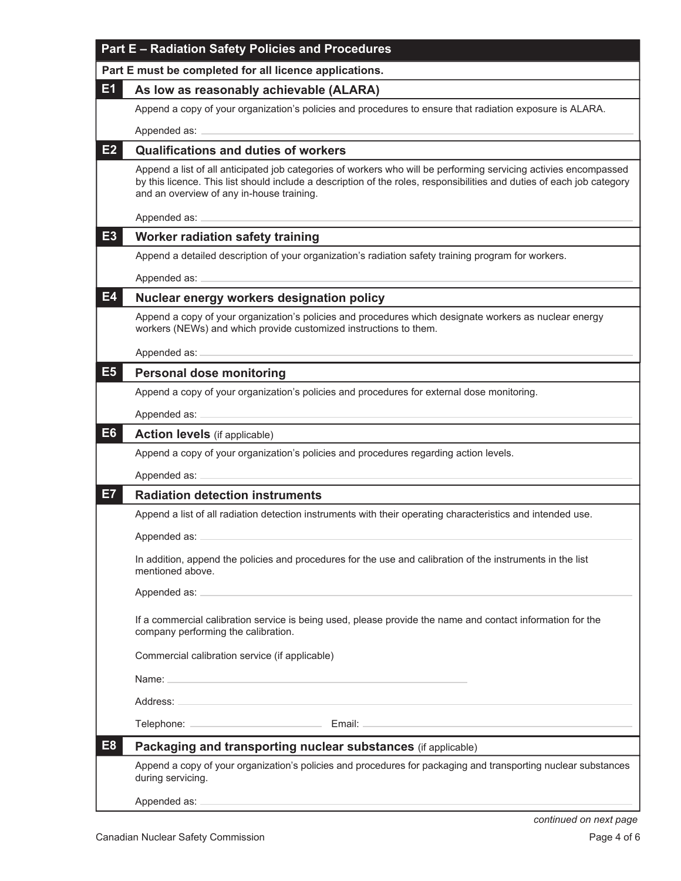## Part E – Radiation Safety Policies and Procedures

**Part E must be completed for all licence applications.**

### E1 As low as reasonably achievable (ALARA)

Append a copy of your organization's policies and procedures to ensure that radiation exposure is ALARA.

Appended as: \_\_\_\_\_\_\_\_\_\_\_\_\_\_\_\_\_\_\_\_

### E2 Qualifications and duties of workers

Append a list of all anticipated job categories of workers who will be performing servicing activies encompassed by this licence. This list should include a description of the roles, responsibilities and duties of each job category and an overview of any in-house training.

Appended as: \_\_\_\_\_\_\_\_\_\_\_\_\_\_\_\_\_\_\_\_

### E3 Worker radiation safety training

Append a detailed description of your organization's radiation safety training program for workers.

Appended as: \_\_\_\_\_\_\_\_\_\_\_\_\_\_\_\_\_\_\_\_

### E4 Nuclear energy workers designation policy

Append a copy of your organization's policies and procedures which designate workers as nuclear energy workers (NEWs) and which provide customized instructions to them.

Appended as: \_\_\_\_\_\_\_\_\_\_\_\_\_\_\_\_\_\_\_\_

### E5 Personal dose monitoring

Append a copy of your organization's policies and procedures for external dose monitoring.

Appended as: \_\_\_\_\_\_\_\_\_\_\_\_\_\_\_\_\_\_\_\_

### E6 Action levels (if applicable)

Append a copy of your organization's policies and procedures regarding action levels.

Appended as: \_\_\_\_\_\_\_\_\_\_\_\_\_\_\_\_\_\_\_\_

### E7 Radiation detection instruments

Append a list of all radiation detection instruments with their operating characteristics and intended use.

Appended as: \_\_\_\_\_\_\_\_\_\_\_\_\_\_\_\_\_\_\_\_

In addition, append the policies and procedures for the use and calibration of the instruments in the list mentioned above.

Appended as: \_\_\_\_\_\_\_\_\_\_\_\_\_\_\_\_\_\_\_\_

If a commercial calibration service is being used, please provide the name and contact information for the company performing the calibration.

Commercial calibration service (if applicable)

Name: \_\_\_\_\_\_\_\_\_\_\_\_\_\_\_\_\_\_\_\_

Address: \_\_\_\_\_\_\_\_\_\_\_\_\_\_\_\_\_\_\_\_

Telephone: \_\_\_\_\_\_\_\_\_\_ Email: \_\_\_\_\_\_\_\_\_\_\_\_\_\_\_\_\_\_\_\_

### E8 Packaging and transporting nuclear substances (if applicable)

Append a copy of your organization's policies and procedures for packaging and transporting nuclear substances during servicing.

Appended as: \_\_\_\_\_\_\_\_\_\_\_\_\_\_\_\_\_\_\_\_

*continued on next page*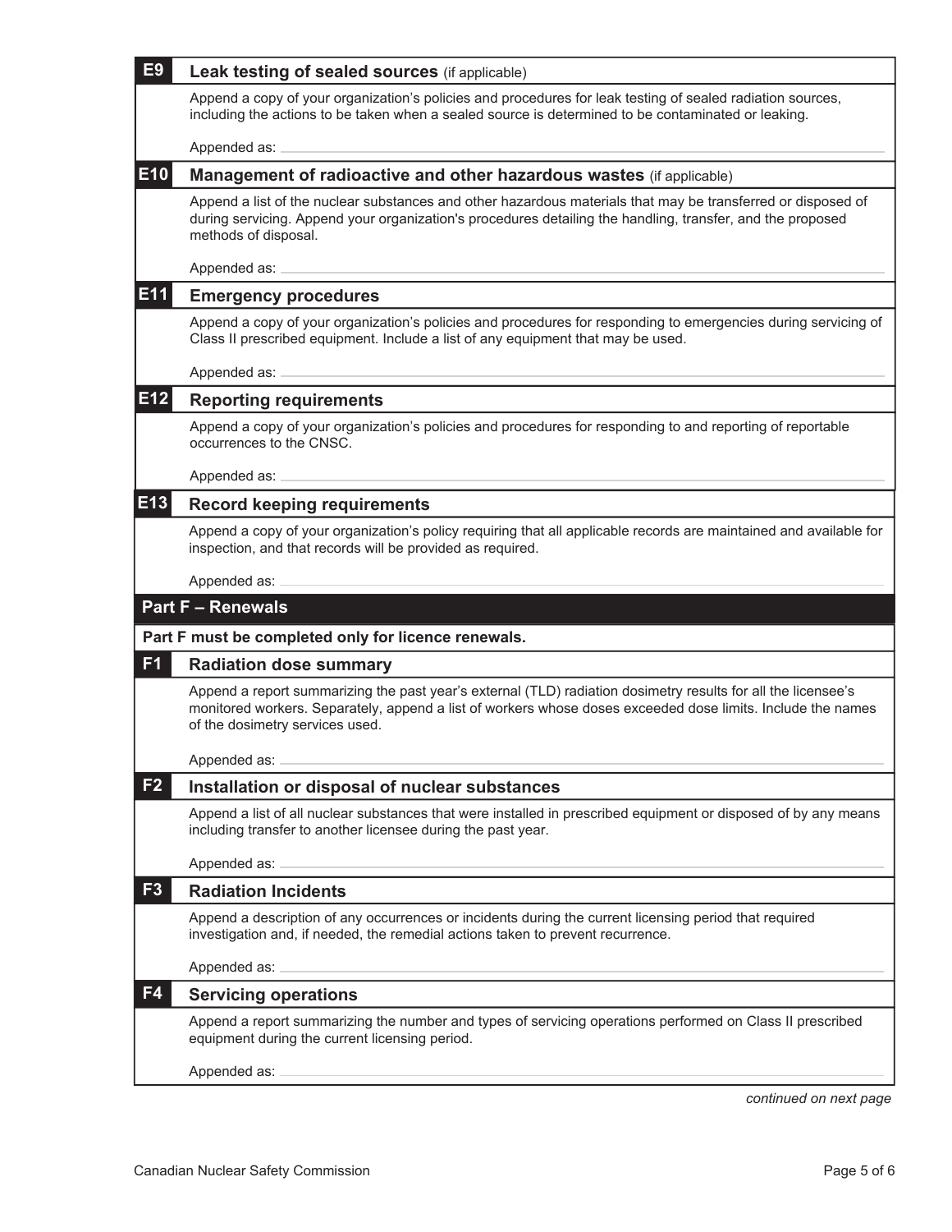### E9 Leak testing of sealed sources (if applicable)

Append a copy of your organization's policies and procedures for leak testing of sealed radiation sources, including the actions to be taken when a sealed source is determined to be contaminated or leaking.

Appended as: ______________________________

### E10 Management of radioactive and other hazardous wastes (if applicable)

Append a list of the nuclear substances and other hazardous materials that may be transferred or disposed of during servicing. Append your organization's procedures detailing the handling, transfer, and the proposed methods of disposal.

Appended as: ______________________________

### E11 Emergency procedures

Append a copy of your organization's policies and procedures for responding to emergencies during servicing of Class II prescribed equipment. Include a list of any equipment that may be used.

Appended as: ______________________________

### E12 Reporting requirements

Append a copy of your organization's policies and procedures for responding to and reporting of reportable occurrences to the CNSC.

Appended as: ______________________________

### E13 Record keeping requirements

Append a copy of your organization's policy requiring that all applicable records are maintained and available for inspection, and that records will be provided as required.

Appended as: ______________________________

## Part F – Renewals

**Part F must be completed only for licence renewals.**

### F1 Radiation dose summary

Append a report summarizing the past year's external (TLD) radiation dosimetry results for all the licensee's monitored workers. Separately, append a list of workers whose doses exceeded dose limits. Include the names of the dosimetry services used.

Appended as: ______________________________

### F2 Installation or disposal of nuclear substances

Append a list of all nuclear substances that were installed in prescribed equipment or disposed of by any means including transfer to another licensee during the past year.

Appended as: ______________________________

### F3 Radiation Incidents

Append a description of any occurrences or incidents during the current licensing period that required investigation and, if needed, the remedial actions taken to prevent recurrence.

Appended as: ______________________________

### F4 Servicing operations

Append a report summarizing the number and types of servicing operations performed on Class II prescribed equipment during the current licensing period.

Appended as: ______________________________

*continued on next page*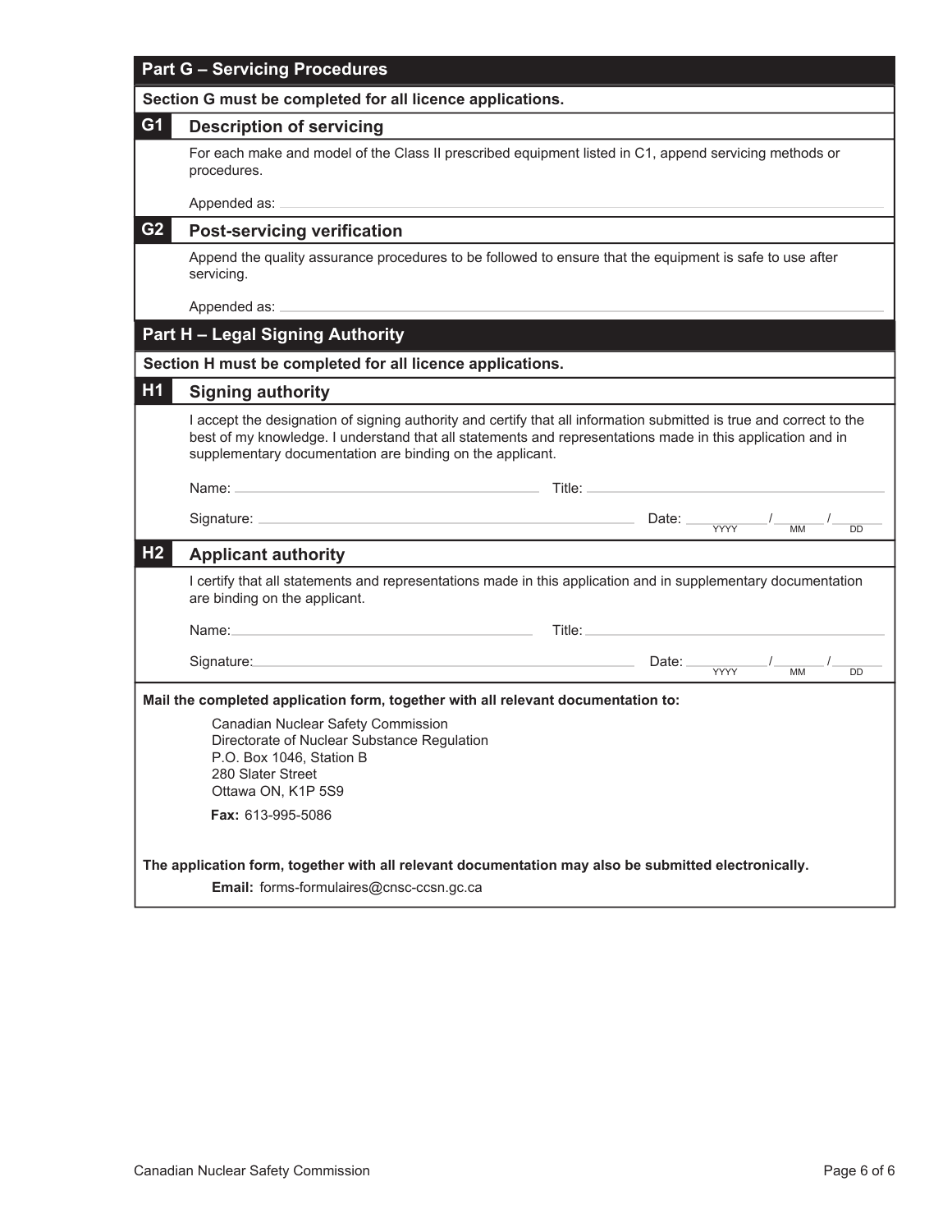## Part G – Servicing Procedures

**Section G must be completed for all licence applications.**

### G1 Description of servicing

For each make and model of the Class II prescribed equipment listed in C1, append servicing methods or procedures.

Appended as: ____________________

### G2 Post-servicing verification

Append the quality assurance procedures to be followed to ensure that the equipment is safe to use after servicing.

Appended as: ____________________

## Part H – Legal Signing Authority

**Section H must be completed for all licence applications.**

### H1 Signing authority

I accept the designation of signing authority and certify that all information submitted is true and correct to the best of my knowledge. I understand that all statements and representations made in this application and in supplementary documentation are binding on the applicant.

Name: ____________________ Title: ____________________

Signature: ____________________ Date: ______ / ______ / ______ (YYYY / MM / DD)

### H2 Applicant authority

I certify that all statements and representations made in this application and in supplementary documentation are binding on the applicant.

Name: ____________________ Title: ____________________

Signature: ____________________ Date: ______ / ______ / ______ (YYYY / MM / DD)

**Mail the completed application form, together with all relevant documentation to:**

Canadian Nuclear Safety Commission
Directorate of Nuclear Substance Regulation
P.O. Box 1046, Station B
280 Slater Street
Ottawa ON, K1P 5S9

**Fax:** 613-995-5086

**The application form, together with all relevant documentation may also be submitted electronically.**

**Email:** forms-formulaires@cnsc-ccsn.gc.ca